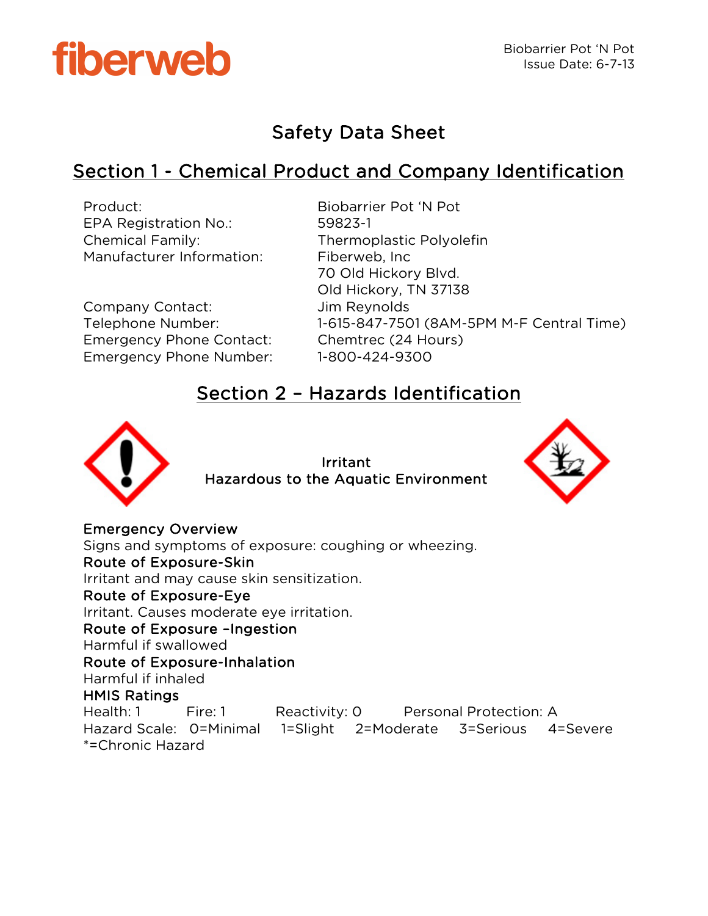fiberweb

Biobarrier Pot 'N Pot
Issue Date: 6-7-13

# Safety Data Sheet

## Section 1 - Chemical Product and Company Identification

| | |
|---|---|
| Product: | Biobarrier Pot 'N Pot |
| EPA Registration No.: | 59823-1 |
| Chemical Family: | Thermoplastic Polyolefin |
| Manufacturer Information: | Fiberweb, Inc<br>70 Old Hickory Blvd.<br>Old Hickory, TN 37138 |
| Company Contact: | Jim Reynolds |
| Telephone Number: | 1-615-847-7501 (8AM-5PM M-F Central Time) |
| Emergency Phone Contact: | Chemtrec (24 Hours) |
| Emergency Phone Number: | 1-800-424-9300 |

## Section 2 – Hazards Identification

Irritant
Hazardous to the Aquatic Environment

**Emergency Overview**
Signs and symptoms of exposure: coughing or wheezing.

**Route of Exposure-Skin**
Irritant and may cause skin sensitization.

**Route of Exposure-Eye**
Irritant. Causes moderate eye irritation.

**Route of Exposure –Ingestion**
Harmful if swallowed

**Route of Exposure-Inhalation**
Harmful if inhaled

**HMIS Ratings**
Health: 1 Fire: 1 Reactivity: 0 Personal Protection: A
Hazard Scale: 0=Minimal 1=Slight 2=Moderate 3=Serious 4=Severe
*=Chronic Hazard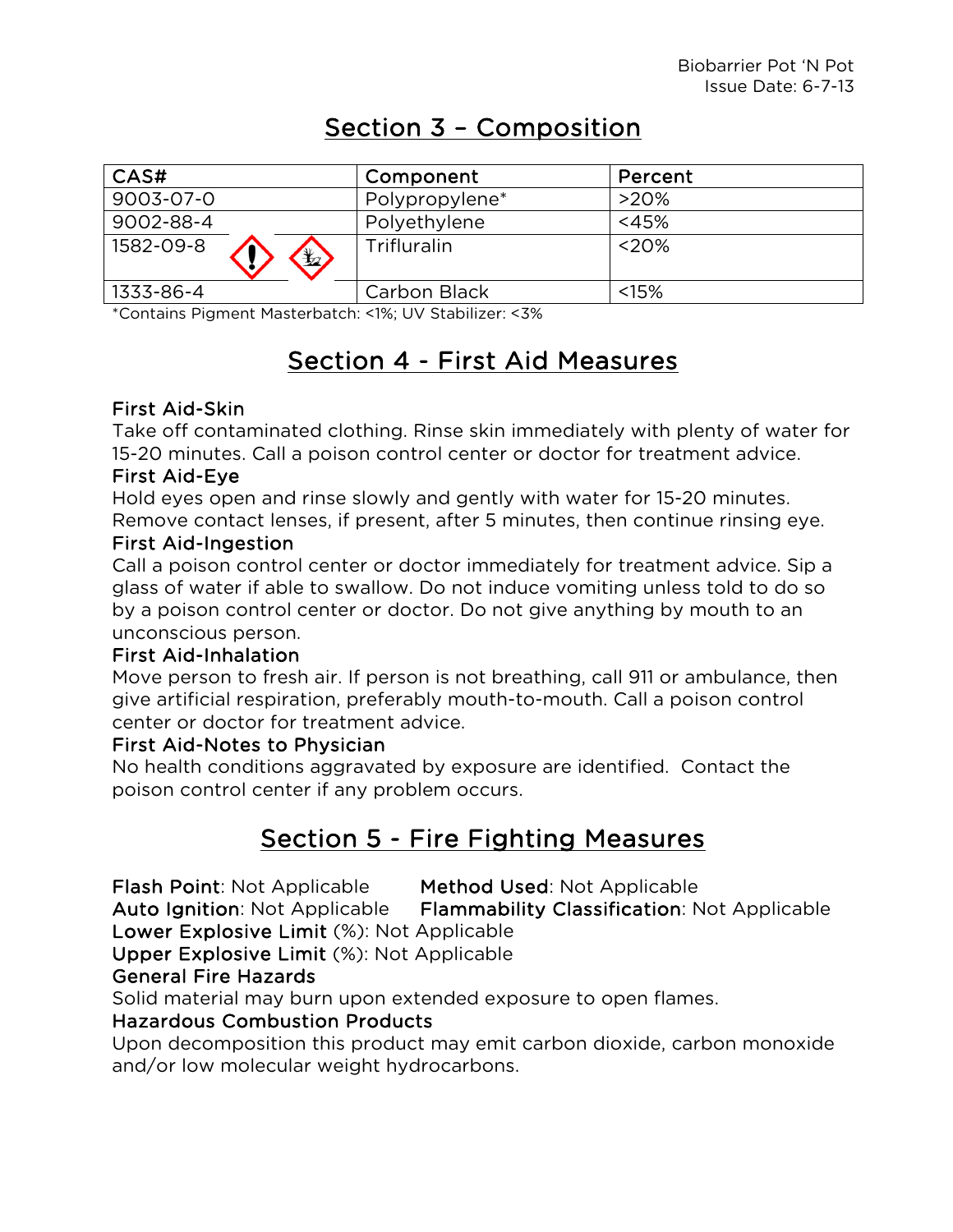## Section 3 – Composition

| CAS# | Component | Percent |
|---|---|---|
| 9003-07-0 | Polypropylene* | >20% |
| 9002-88-4 | Polyethylene | <45% |
| 1582-09-8 | Trifluralin | <20% |
| 1333-86-4 | Carbon Black | <15% |

*Contains Pigment Masterbatch: <1%; UV Stabilizer: <3%

## Section 4 - First Aid Measures

### First Aid-Skin

Take off contaminated clothing. Rinse skin immediately with plenty of water for 15-20 minutes. Call a poison control center or doctor for treatment advice.

### First Aid-Eye

Hold eyes open and rinse slowly and gently with water for 15-20 minutes. Remove contact lenses, if present, after 5 minutes, then continue rinsing eye.

### First Aid-Ingestion

Call a poison control center or doctor immediately for treatment advice. Sip a glass of water if able to swallow. Do not induce vomiting unless told to do so by a poison control center or doctor. Do not give anything by mouth to an unconscious person.

### First Aid-Inhalation

Move person to fresh air. If person is not breathing, call 911 or ambulance, then give artificial respiration, preferably mouth-to-mouth. Call a poison control center or doctor for treatment advice.

### First Aid-Notes to Physician

No health conditions aggravated by exposure are identified. Contact the poison control center if any problem occurs.

## Section 5 - Fire Fighting Measures

**Flash Point**: Not Applicable **Method Used**: Not Applicable
**Auto Ignition**: Not Applicable **Flammability Classification**: Not Applicable
**Lower Explosive Limit** (%): Not Applicable
**Upper Explosive Limit** (%): Not Applicable

### General Fire Hazards

Solid material may burn upon extended exposure to open flames.

### Hazardous Combustion Products

Upon decomposition this product may emit carbon dioxide, carbon monoxide and/or low molecular weight hydrocarbons.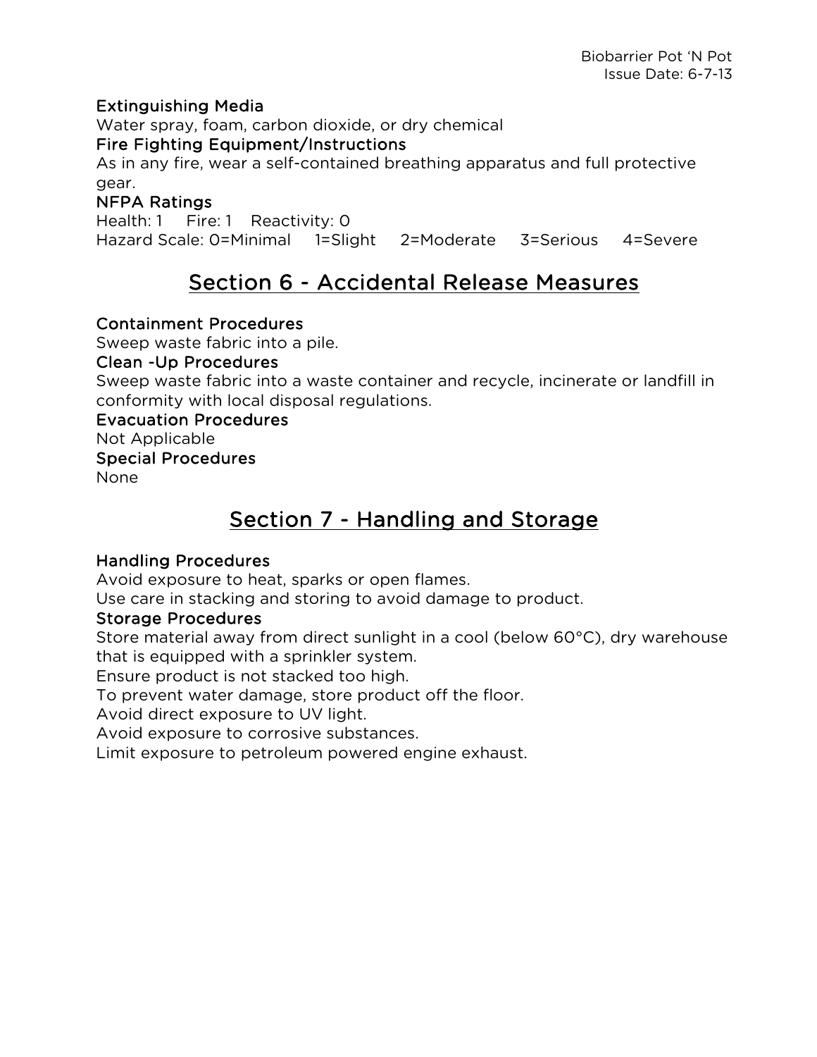### Extinguishing Media

Water spray, foam, carbon dioxide, or dry chemical

### Fire Fighting Equipment/Instructions

As in any fire, wear a self-contained breathing apparatus and full protective gear.

### NFPA Ratings

Health: 1 Fire: 1 Reactivity: 0

Hazard Scale: 0=Minimal 1=Slight 2=Moderate 3=Serious 4=Severe

## Section 6 - Accidental Release Measures

### Containment Procedures

Sweep waste fabric into a pile.

### Clean -Up Procedures

Sweep waste fabric into a waste container and recycle, incinerate or landfill in conformity with local disposal regulations.

### Evacuation Procedures

Not Applicable

### Special Procedures

None

## Section 7 - Handling and Storage

### Handling Procedures

Avoid exposure to heat, sparks or open flames.

Use care in stacking and storing to avoid damage to product.

### Storage Procedures

Store material away from direct sunlight in a cool (below 60°C), dry warehouse that is equipped with a sprinkler system.

Ensure product is not stacked too high.

To prevent water damage, store product off the floor.

Avoid direct exposure to UV light.

Avoid exposure to corrosive substances.

Limit exposure to petroleum powered engine exhaust.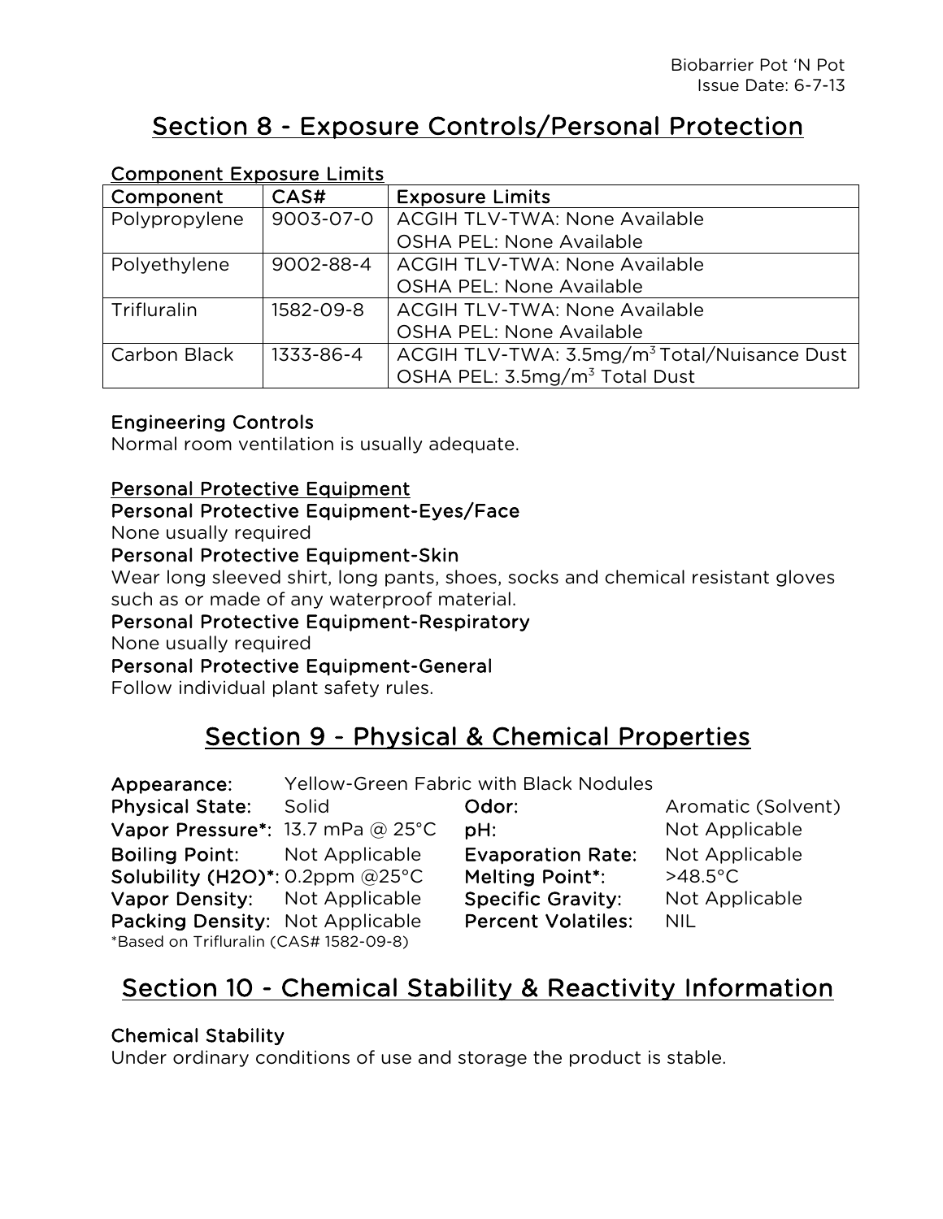## Section 8 - Exposure Controls/Personal Protection

### Component Exposure Limits

| Component | CAS# | Exposure Limits |
|---|---|---|
| Polypropylene | 9003-07-0 | ACGIH TLV-TWA: None Available<br>OSHA PEL: None Available |
| Polyethylene | 9002-88-4 | ACGIH TLV-TWA: None Available<br>OSHA PEL: None Available |
| Trifluralin | 1582-09-8 | ACGIH TLV-TWA: None Available<br>OSHA PEL: None Available |
| Carbon Black | 1333-86-4 | ACGIH TLV-TWA: 3.5mg/$m^3$ Total/Nuisance Dust<br>OSHA PEL: 3.5mg/$m^3$ Total Dust |

### Engineering Controls

Normal room ventilation is usually adequate.

### Personal Protective Equipment

**Personal Protective Equipment-Eyes/Face**

None usually required

**Personal Protective Equipment-Skin**

Wear long sleeved shirt, long pants, shoes, socks and chemical resistant gloves such as or made of any waterproof material.

**Personal Protective Equipment-Respiratory**

None usually required

**Personal Protective Equipment-General**

Follow individual plant safety rules.

## Section 9 - Physical & Chemical Properties

**Appearance:** Yellow-Green Fabric with Black Nodules

**Physical State:** Solid

**Vapor Pressure*:** 13.7 mPa @ 25°C

**Boiling Point:** Not Applicable

**Solubility (H2O)*:** 0.2ppm @25°C

**Vapor Density:** Not Applicable

**Packing Density:** Not Applicable

**Odor:** Aromatic (Solvent)

**pH:** Not Applicable

**Evaporation Rate:** Not Applicable

**Melting Point*:** >48.5°C

**Specific Gravity:** Not Applicable

**Percent Volatiles:** NIL

*Based on Trifluralin (CAS# 1582-09-8)

## Section 10 - Chemical Stability & Reactivity Information

### Chemical Stability

Under ordinary conditions of use and storage the product is stable.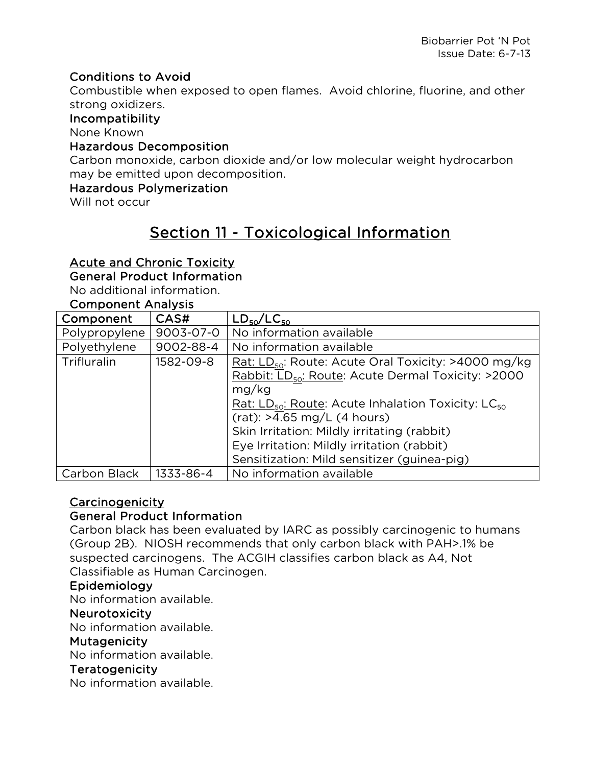### Conditions to Avoid

Combustible when exposed to open flames. Avoid chlorine, fluorine, and other strong oxidizers.

### Incompatibility

None Known

### Hazardous Decomposition

Carbon monoxide, carbon dioxide and/or low molecular weight hydrocarbon may be emitted upon decomposition.

### Hazardous Polymerization

Will not occur

## Section 11 - Toxicological Information

### Acute and Chronic Toxicity

### General Product Information

No additional information.

### Component Analysis

| Component | CAS# | $LD_{50}/LC_{50}$ |
|---|---|---|
| Polypropylene | 9003-07-0 | No information available |
| Polyethylene | 9002-88-4 | No information available |
| Trifluralin | 1582-09-8 | Rat: $LD_{50}$: Route: Acute Oral Toxicity: >4000 mg/kg<br>Rabbit: $LD_{50}$: Route: Acute Dermal Toxicity: >2000 mg/kg<br>Rat: $LD_{50}$: Route: Acute Inhalation Toxicity: $LC_{50}$ (rat): >4.65 mg/L (4 hours)<br>Skin Irritation: Mildly irritating (rabbit)<br>Eye Irritation: Mildly irritation (rabbit)<br>Sensitization: Mild sensitizer (guinea-pig) |
| Carbon Black | 1333-86-4 | No information available |

### Carcinogenicity

### General Product Information

Carbon black has been evaluated by IARC as possibly carcinogenic to humans (Group 2B). NIOSH recommends that only carbon black with PAH>.1% be suspected carcinogens. The ACGIH classifies carbon black as A4, Not Classifiable as Human Carcinogen.

### Epidemiology

No information available.

### Neurotoxicity

No information available.

### Mutagenicity

No information available.

### Teratogenicity

No information available.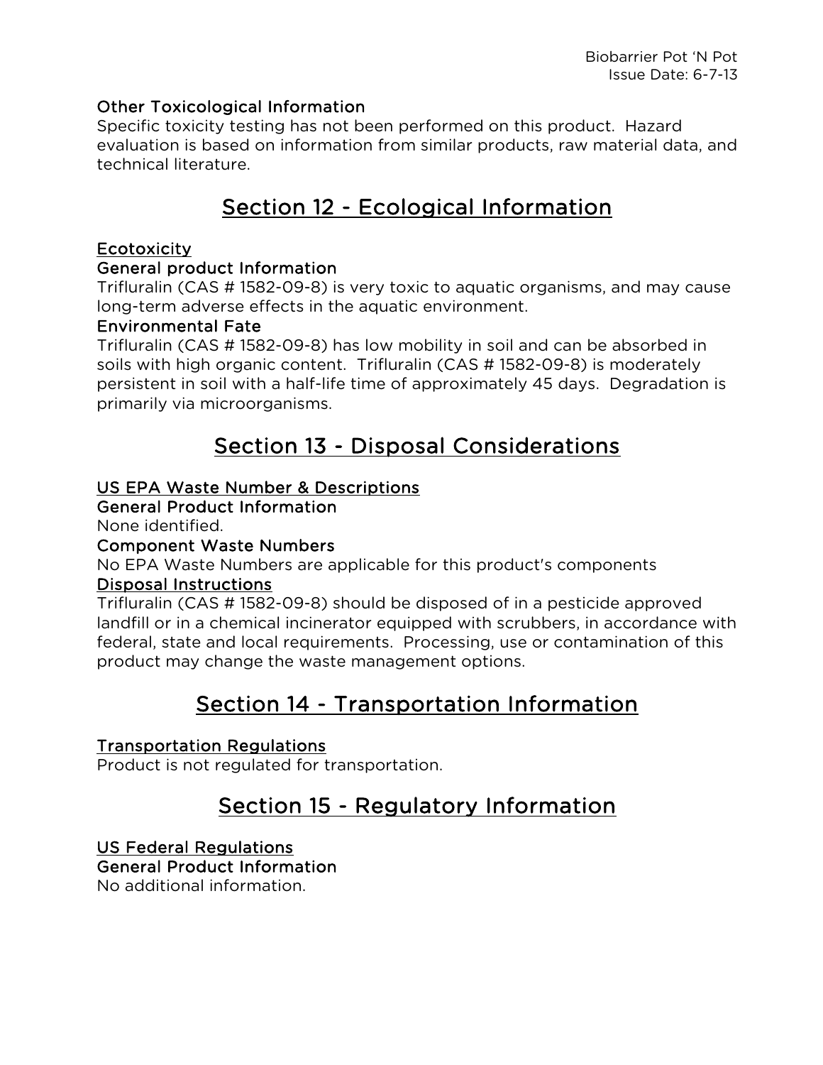### Other Toxicological Information

Specific toxicity testing has not been performed on this product. Hazard evaluation is based on information from similar products, raw material data, and technical literature.

## Section 12 - Ecological Information

### Ecotoxicity

#### General product Information

Trifluralin (CAS # 1582-09-8) is very toxic to aquatic organisms, and may cause long-term adverse effects in the aquatic environment.

#### Environmental Fate

Trifluralin (CAS # 1582-09-8) has low mobility in soil and can be absorbed in soils with high organic content. Trifluralin (CAS # 1582-09-8) is moderately persistent in soil with a half-life time of approximately 45 days. Degradation is primarily via microorganisms.

## Section 13 - Disposal Considerations

### US EPA Waste Number & Descriptions

#### General Product Information

None identified.

#### Component Waste Numbers

No EPA Waste Numbers are applicable for this product's components

### Disposal Instructions

Trifluralin (CAS # 1582-09-8) should be disposed of in a pesticide approved landfill or in a chemical incinerator equipped with scrubbers, in accordance with federal, state and local requirements. Processing, use or contamination of this product may change the waste management options.

## Section 14 - Transportation Information

### Transportation Regulations

Product is not regulated for transportation.

## Section 15 - Regulatory Information

### US Federal Regulations

#### General Product Information

No additional information.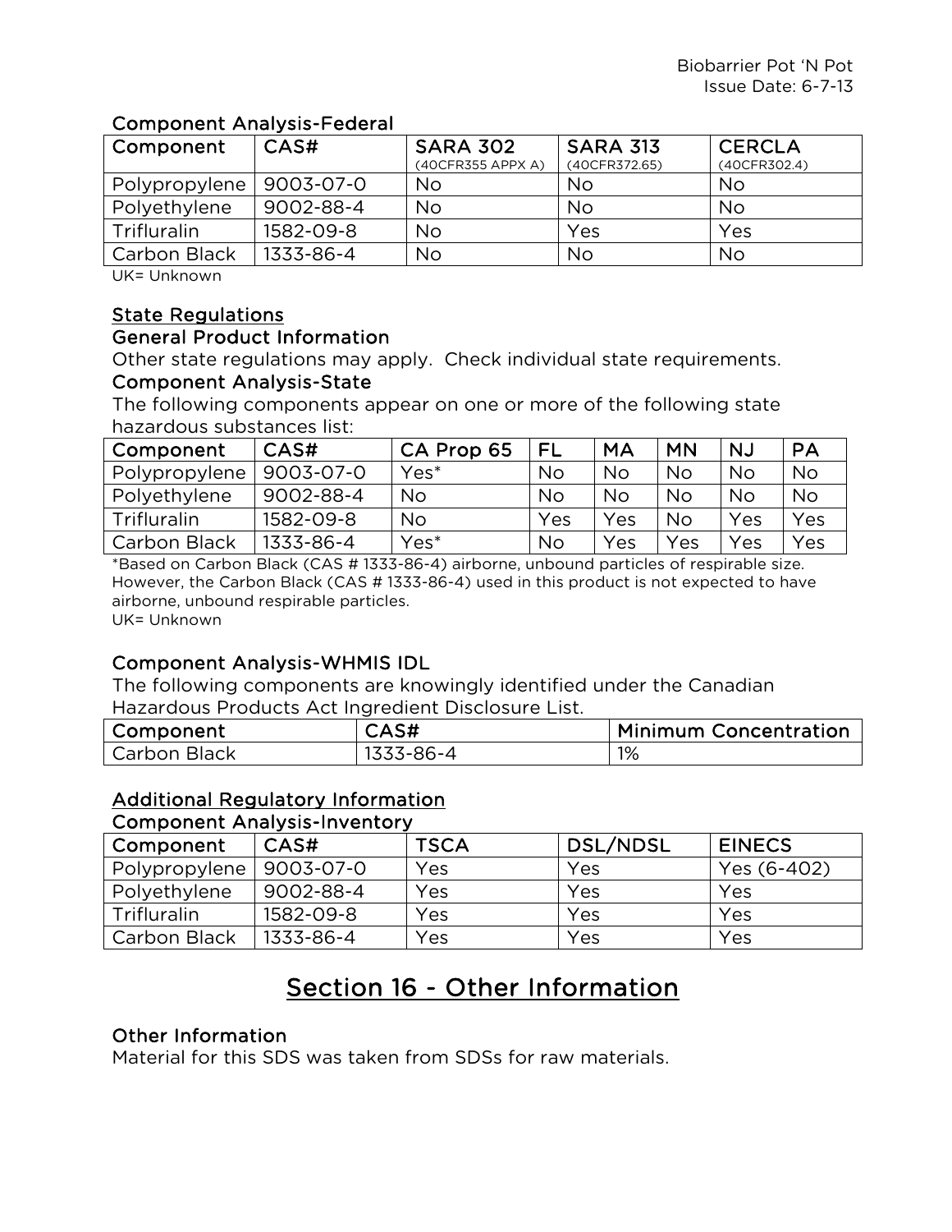### Component Analysis-Federal

| Component | CAS# | SARA 302 (40CFR355 APPX A) | SARA 313 (40CFR372.65) | CERCLA (40CFR302.4) |
|---|---|---|---|---|
| Polypropylene | 9003-07-0 | No | No | No |
| Polyethylene | 9002-88-4 | No | No | No |
| Trifluralin | 1582-09-8 | No | Yes | Yes |
| Carbon Black | 1333-86-4 | No | No | No |

UK= Unknown

## State Regulations

### General Product Information

Other state regulations may apply. Check individual state requirements.

### Component Analysis-State

The following components appear on one or more of the following state hazardous substances list:

| Component | CAS# | CA Prop 65 | FL | MA | MN | NJ | PA |
|---|---|---|---|---|---|---|---|
| Polypropylene | 9003-07-0 | Yes* | No | No | No | No | No |
| Polyethylene | 9002-88-4 | No | No | No | No | No | No |
| Trifluralin | 1582-09-8 | No | Yes | Yes | No | Yes | Yes |
| Carbon Black | 1333-86-4 | Yes* | No | Yes | Yes | Yes | Yes |

*Based on Carbon Black (CAS # 1333-86-4) airborne, unbound particles of respirable size. However, the Carbon Black (CAS # 1333-86-4) used in this product is not expected to have airborne, unbound respirable particles.
UK= Unknown

### Component Analysis-WHMIS IDL

The following components are knowingly identified under the Canadian Hazardous Products Act Ingredient Disclosure List.

| Component | CAS# | Minimum Concentration |
|---|---|---|
| Carbon Black | 1333-86-4 | 1% |

## Additional Regulatory Information

### Component Analysis-Inventory

| Component | CAS# | TSCA | DSL/NDSL | EINECS |
|---|---|---|---|---|
| Polypropylene | 9003-07-0 | Yes | Yes | Yes (6-402) |
| Polyethylene | 9002-88-4 | Yes | Yes | Yes |
| Trifluralin | 1582-09-8 | Yes | Yes | Yes |
| Carbon Black | 1333-86-4 | Yes | Yes | Yes |

# Section 16 - Other Information

### Other Information

Material for this SDS was taken from SDSs for raw materials.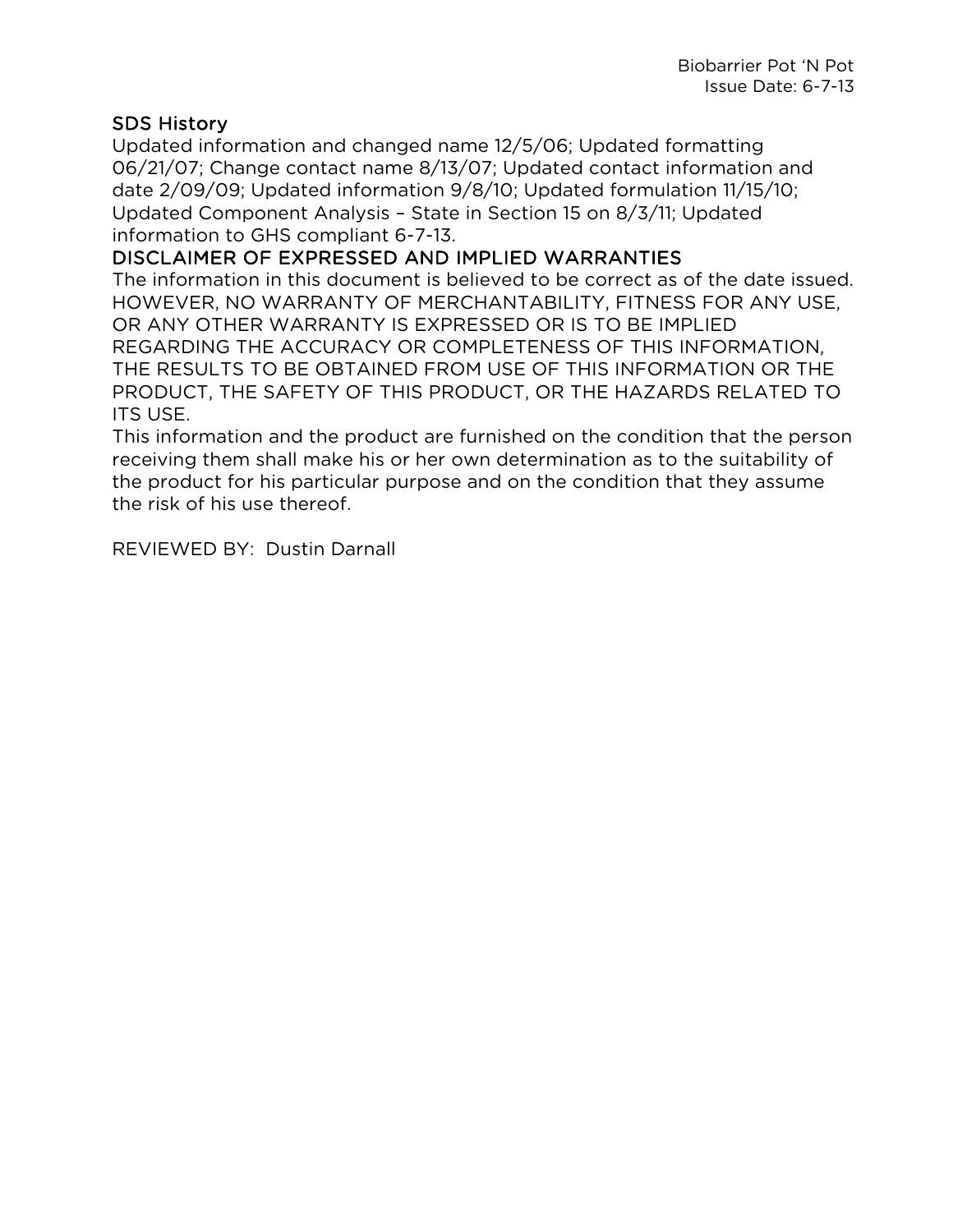## SDS History

Updated information and changed name 12/5/06; Updated formatting 06/21/07; Change contact name 8/13/07; Updated contact information and date 2/09/09; Updated information 9/8/10; Updated formulation 11/15/10; Updated Component Analysis – State in Section 15 on 8/3/11; Updated information to GHS compliant 6-7-13.

## DISCLAIMER OF EXPRESSED AND IMPLIED WARRANTIES

The information in this document is believed to be correct as of the date issued. HOWEVER, NO WARRANTY OF MERCHANTABILITY, FITNESS FOR ANY USE, OR ANY OTHER WARRANTY IS EXPRESSED OR IS TO BE IMPLIED REGARDING THE ACCURACY OR COMPLETENESS OF THIS INFORMATION, THE RESULTS TO BE OBTAINED FROM USE OF THIS INFORMATION OR THE PRODUCT, THE SAFETY OF THIS PRODUCT, OR THE HAZARDS RELATED TO ITS USE.

This information and the product are furnished on the condition that the person receiving them shall make his or her own determination as to the suitability of the product for his particular purpose and on the condition that they assume the risk of his use thereof.

REVIEWED BY: Dustin Darnall